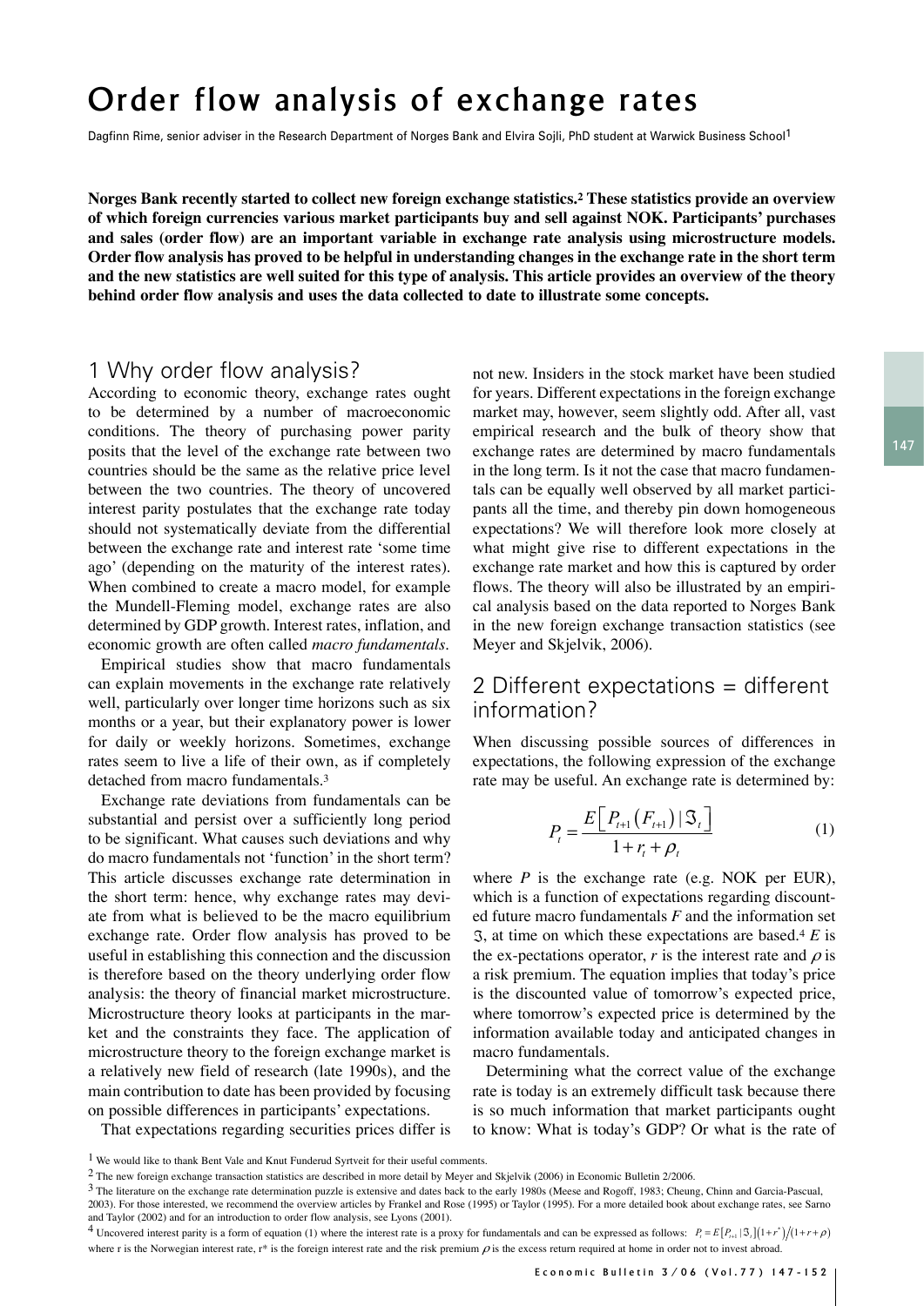# Order flow analysis of exchange rates

Dagfinn Rime, senior adviser in the Research Department of Norges Bank and Elvira Sojli, PhD student at Warwick Business School[1]

**Norges Bank recently started to collect new foreign exchange statistics.[2] These statistics provide an overview of which foreign currencies various market participants buy and sell against NOK. Participants' purchases and sales (order flow) are an important variable in exchange rate analysis using microstructure models. Order flow analysis has proved to be helpful in understanding changes in the exchange rate in the short term and the new statistics are well suited for this type of analysis. This article provides an overview of the theory behind order flow analysis and uses the data collected to date to illustrate some concepts.**

## 1 Why order flow analysis?

According to economic theory, exchange rates ought to be determined by a number of macroeconomic conditions. The theory of purchasing power parity posits that the level of the exchange rate between two countries should be the same as the relative price level between the two countries. The theory of uncovered interest parity postulates that the exchange rate today should not systematically deviate from the differential between the exchange rate and interest rate 'some time ago' (depending on the maturity of the interest rates). When combined to create a macro model, for example the Mundell-Fleming model, exchange rates are also determined by GDP growth. Interest rates, inflation, and economic growth are often called *macro fundamentals*.

Empirical studies show that macro fundamentals can explain movements in the exchange rate relatively well, particularly over longer time horizons such as six months or a year, but their explanatory power is lower for daily or weekly horizons. Sometimes, exchange rates seem to live a life of their own, as if completely detached from macro fundamentals.[3]

Exchange rate deviations from fundamentals can be substantial and persist over a sufficiently long period to be significant. What causes such deviations and why do macro fundamentals not 'function' in the short term? This article discusses exchange rate determination in the short term: hence, why exchange rates may deviate from what is believed to be the macro equilibrium exchange rate. Order flow analysis has proved to be useful in establishing this connection and the discussion is therefore based on the theory underlying order flow analysis: the theory of financial market microstructure. Microstructure theory looks at participants in the market and the constraints they face. The application of microstructure theory to the foreign exchange market is a relatively new field of research (late 1990s), and the main contribution to date has been provided by focusing on possible differences in participants' expectations.

That expectations regarding securities prices differ is not new. Insiders in the stock market have been studied for years. Different expectations in the foreign exchange market may, however, seem slightly odd. After all, vast empirical research and the bulk of theory show that exchange rates are determined by macro fundamentals in the long term. Is it not the case that macro fundamentals can be equally well observed by all market participants all the time, and thereby pin down homogeneous expectations? We will therefore look more closely at what might give rise to different expectations in the exchange rate market and how this is captured by order flows. The theory will also be illustrated by an empirical analysis based on the data reported to Norges Bank in the new foreign exchange transaction statistics (see Meyer and Skjelvik, 2006).

## 2 Different expectations = different information?

When discussing possible sources of differences in expectations, the following expression of the exchange rate may be useful. An exchange rate is determined by:

$$P_t = \frac{E\left[P_{t+1}\left(F_{t+1}\right) \mid \Im_t\right]}{1 + r_t + \rho_t} \tag{1}$$

where $P$ is the exchange rate (e.g. NOK per EUR), which is a function of expectations regarding discounted future macro fundamentals $F$ and the information set $\Im$, at time on which these expectations are based.[4] $E$ is the ex-pectations operator, $r$ is the interest rate and $\rho$ is a risk premium. The equation implies that today's price is the discounted value of tomorrow's expected price, where tomorrow's expected price is determined by the information available today and anticipated changes in macro fundamentals.

Determining what the correct value of the exchange rate is today is an extremely difficult task because there is so much information that market participants ought to know: What is today's GDP? Or what is the rate of

---

[1] We would like to thank Bent Vale and Knut Funderud Syrtveit for their useful comments.

[2] The new foreign exchange transaction statistics are described in more detail by Meyer and Skjelvik (2006) in Economic Bulletin 2/2006.

[3] The literature on the exchange rate determination puzzle is extensive and dates back to the early 1980s (Meese and Rogoff, 1983; Cheung, Chinn and Garcia-Pascual, 2003). For those interested, we recommend the overview articles by Frankel and Rose (1995) or Taylor (1995). For a more detailed book about exchange rates, see Sarno and Taylor (2002) and for an introduction to order flow analysis, see Lyons (2001).

[4] Uncovered interest parity is a form of equation (1) where the interest rate is a proxy for fundamentals and can be expressed as follows: $P_t = E\left[P_{t+1} \mid \Im_t\right]\left(1+r^*\right) / \left(1+r+\rho\right)$ where r is the Norwegian interest rate, r* is the foreign interest rate and the risk premium $\rho$ is the excess return required at home in order not to invest abroad.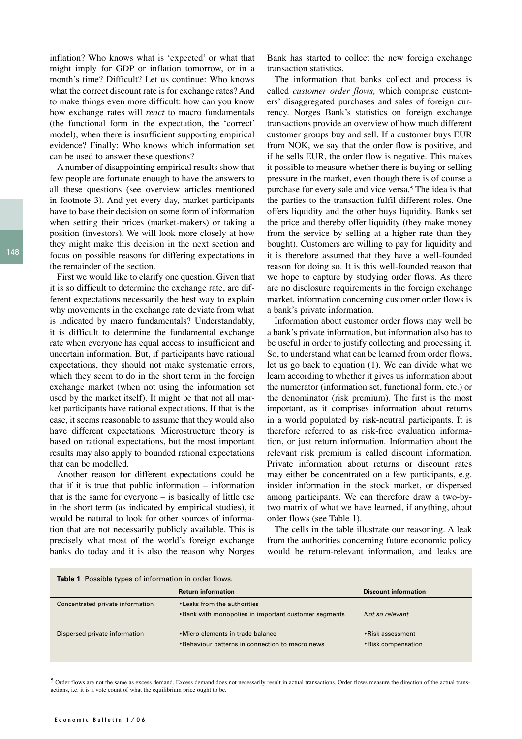inflation? Who knows what is 'expected' or what that might imply for GDP or inflation tomorrow, or in a month's time? Difficult? Let us continue: Who knows what the correct discount rate is for exchange rates? And to make things even more difficult: how can you know how exchange rates will *react* to macro fundamentals (the functional form in the expectation, the 'correct' model), when there is insufficient supporting empirical evidence? Finally: Who knows which information set can be used to answer these questions?

A number of disappointing empirical results show that few people are fortunate enough to have the answers to all these questions (see overview articles mentioned in footnote 3). And yet every day, market participants have to base their decision on some form of information when setting their prices (market-makers) or taking a position (investors). We will look more closely at how they might make this decision in the next section and focus on possible reasons for differing expectations in the remainder of the section.

First we would like to clarify one question. Given that it is so difficult to determine the exchange rate, are different expectations necessarily the best way to explain why movements in the exchange rate deviate from what is indicated by macro fundamentals? Understandably, it is difficult to determine the fundamental exchange rate when everyone has equal access to insufficient and uncertain information. But, if participants have rational expectations, they should not make systematic errors, which they seem to do in the short term in the foreign exchange market (when not using the information set used by the market itself). It might be that not all market participants have rational expectations. If that is the case, it seems reasonable to assume that they would also have different expectations. Microstructure theory is based on rational expectations, but the most important results may also apply to bounded rational expectations that can be modelled.

Another reason for different expectations could be that if it is true that public information – information that is the same for everyone – is basically of little use in the short term (as indicated by empirical studies), it would be natural to look for other sources of information that are not necessarily publicly available. This is precisely what most of the world's foreign exchange banks do today and it is also the reason why Norges Bank has started to collect the new foreign exchange transaction statistics.

The information that banks collect and process is called *customer order flows,* which comprise customers' disaggregated purchases and sales of foreign currency. Norges Bank's statistics on foreign exchange transactions provide an overview of how much different customer groups buy and sell. If a customer buys EUR from NOK, we say that the order flow is positive, and if he sells EUR, the order flow is negative. This makes it possible to measure whether there is buying or selling pressure in the market, even though there is of course a purchase for every sale and vice versa.[5] The idea is that the parties to the transaction fulfil different roles. One offers liquidity and the other buys liquidity. Banks set the price and thereby offer liquidity (they make money from the service by selling at a higher rate than they bought). Customers are willing to pay for liquidity and it is therefore assumed that they have a well-founded reason for doing so. It is this well-founded reason that we hope to capture by studying order flows. As there are no disclosure requirements in the foreign exchange market, information concerning customer order flows is a bank's private information.

Information about customer order flows may well be a bank's private information, but information also has to be useful in order to justify collecting and processing it. So, to understand what can be learned from order flows, let us go back to equation (1). We can divide what we learn according to whether it gives us information about the numerator (information set, functional form, etc.) or the denominator (risk premium). The first is the most important, as it comprises information about returns in a world populated by risk-neutral participants. It is therefore referred to as risk-free evaluation information, or just return information. Information about the relevant risk premium is called discount information. Private information about returns or discount rates may either be concentrated on a few participants, e.g. insider information in the stock market, or dispersed among participants. We can therefore draw a two-by-two matrix of what we have learned, if anything, about order flows (see Table 1).

The cells in the table illustrate our reasoning. A leak from the authorities concerning future economic policy would be return-relevant information, and leaks are

**Table 1** Possible types of information in order flows.

| | Return information | Discount information |
|---|---|---|
| Concentrated private information | • Leaks from the authorities<br>• Bank with monopolies in important customer segments | *Not so relevant* |
| Dispersed private information | • Micro elements in trade balance<br>• Behaviour patterns in connection to macro news | • Risk assessment<br>• Risk compensation |

[5] Order flows are not the same as excess demand. Excess demand does not necessarily result in actual transactions. Order flows measure the direction of the actual transactions, i.e. it is a vote count of what the equilibrium price ought to be.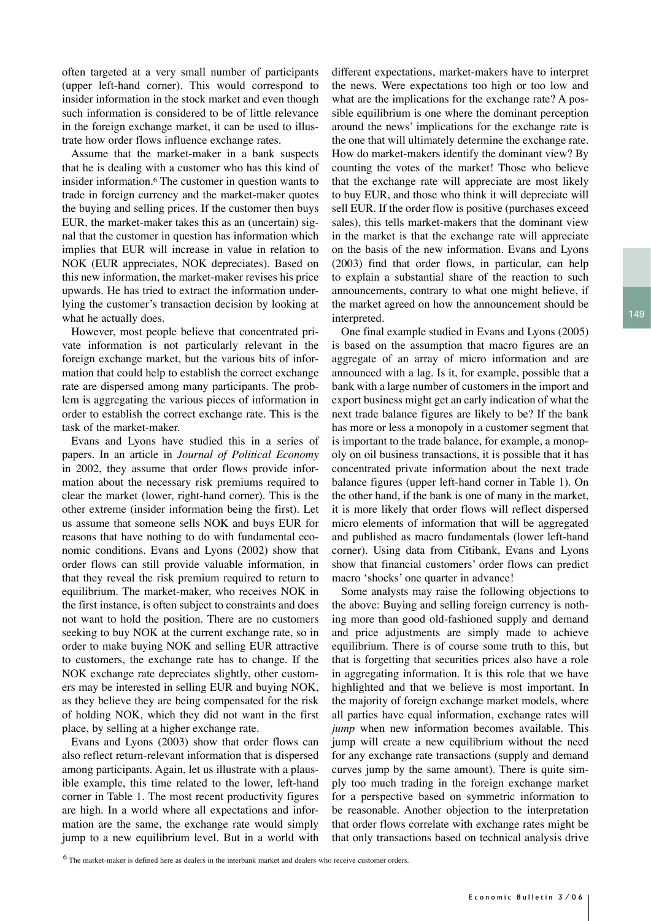often targeted at a very small number of participants (upper left-hand corner). This would correspond to insider information in the stock market and even though such information is considered to be of little relevance in the foreign exchange market, it can be used to illustrate how order flows influence exchange rates.

Assume that the market-maker in a bank suspects that he is dealing with a customer who has this kind of insider information.[6] The customer in question wants to trade in foreign currency and the market-maker quotes the buying and selling prices. If the customer then buys EUR, the market-maker takes this as an (uncertain) signal that the customer in question has information which implies that EUR will increase in value in relation to NOK (EUR appreciates, NOK depreciates). Based on this new information, the market-maker revises his price upwards. He has tried to extract the information underlying the customer's transaction decision by looking at what he actually does.

However, most people believe that concentrated private information is not particularly relevant in the foreign exchange market, but the various bits of information that could help to establish the correct exchange rate are dispersed among many participants. The problem is aggregating the various pieces of information in order to establish the correct exchange rate. This is the task of the market-maker.

Evans and Lyons have studied this in a series of papers. In an article in *Journal of Political Economy* in 2002, they assume that order flows provide information about the necessary risk premiums required to clear the market (lower, right-hand corner). This is the other extreme (insider information being the first). Let us assume that someone sells NOK and buys EUR for reasons that have nothing to do with fundamental economic conditions. Evans and Lyons (2002) show that order flows can still provide valuable information, in that they reveal the risk premium required to return to equilibrium. The market-maker, who receives NOK in the first instance, is often subject to constraints and does not want to hold the position. There are no customers seeking to buy NOK at the current exchange rate, so in order to make buying NOK and selling EUR attractive to customers, the exchange rate has to change. If the NOK exchange rate depreciates slightly, other customers may be interested in selling EUR and buying NOK, as they believe they are being compensated for the risk of holding NOK, which they did not want in the first place, by selling at a higher exchange rate.

Evans and Lyons (2003) show that order flows can also reflect return-relevant information that is dispersed among participants. Again, let us illustrate with a plausible example, this time related to the lower, left-hand corner in Table 1. The most recent productivity figures are high. In a world where all expectations and information are the same, the exchange rate would simply jump to a new equilibrium level. But in a world with different expectations, market-makers have to interpret the news. Were expectations too high or too low and what are the implications for the exchange rate? A possible equilibrium is one where the dominant perception around the news' implications for the exchange rate is the one that will ultimately determine the exchange rate. How do market-makers identify the dominant view? By counting the votes of the market! Those who believe that the exchange rate will appreciate are most likely to buy EUR, and those who think it will depreciate will sell EUR. If the order flow is positive (purchases exceed sales), this tells market-makers that the dominant view in the market is that the exchange rate will appreciate on the basis of the new information. Evans and Lyons (2003) find that order flows, in particular, can help to explain a substantial share of the reaction to such announcements, contrary to what one might believe, if the market agreed on how the announcement should be interpreted.

One final example studied in Evans and Lyons (2005) is based on the assumption that macro figures are an aggregate of an array of micro information and are announced with a lag. Is it, for example, possible that a bank with a large number of customers in the import and export business might get an early indication of what the next trade balance figures are likely to be? If the bank has more or less a monopoly in a customer segment that is important to the trade balance, for example, a monopoly on oil business transactions, it is possible that it has concentrated private information about the next trade balance figures (upper left-hand corner in Table 1). On the other hand, if the bank is one of many in the market, it is more likely that order flows will reflect dispersed micro elements of information that will be aggregated and published as macro fundamentals (lower left-hand corner). Using data from Citibank, Evans and Lyons show that financial customers' order flows can predict macro 'shocks' one quarter in advance!

Some analysts may raise the following objections to the above: Buying and selling foreign currency is nothing more than good old-fashioned supply and demand and price adjustments are simply made to achieve equilibrium. There is of course some truth to this, but that is forgetting that securities prices also have a role in aggregating information. It is this role that we have highlighted and that we believe is most important. In the majority of foreign exchange market models, where all parties have equal information, exchange rates will *jump* when new information becomes available. This jump will create a new equilibrium without the need for any exchange rate transactions (supply and demand curves jump by the same amount). There is quite simply too much trading in the foreign exchange market for a perspective based on symmetric information to be reasonable. Another objection to the interpretation that order flows correlate with exchange rates might be that only transactions based on technical analysis drive

[6] The market-maker is defined here as dealers in the interbank market and dealers who receive customer orders.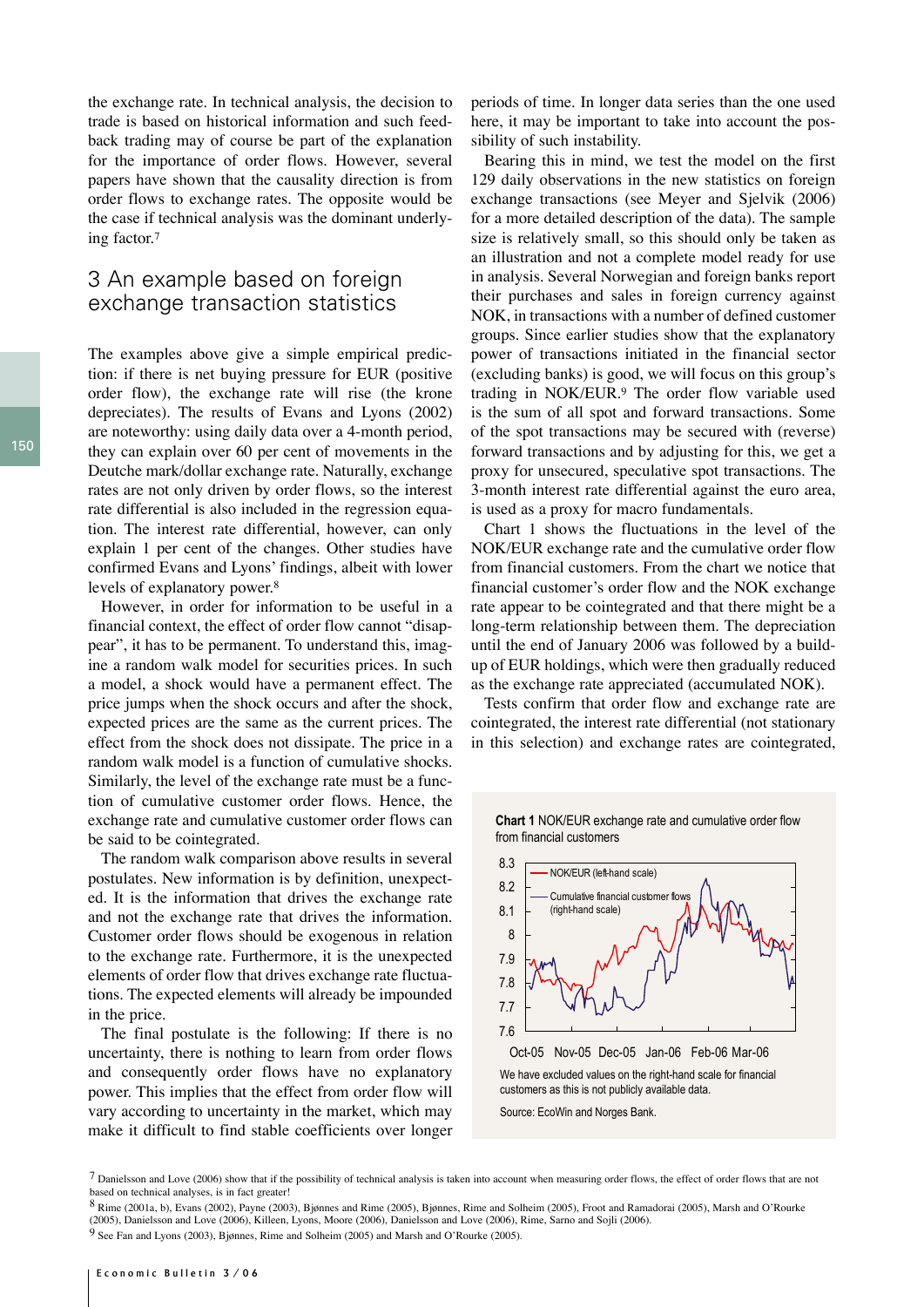the exchange rate. In technical analysis, the decision to trade is based on historical information and such feedback trading may of course be part of the explanation for the importance of order flows. However, several papers have shown that the causality direction is from order flows to exchange rates. The opposite would be the case if technical analysis was the dominant underlying factor.[7]

## 3 An example based on foreign exchange transaction statistics

The examples above give a simple empirical prediction: if there is net buying pressure for EUR (positive order flow), the exchange rate will rise (the krone depreciates). The results of Evans and Lyons (2002) are noteworthy: using daily data over a 4-month period, they can explain over 60 per cent of movements in the Deutche mark/dollar exchange rate. Naturally, exchange rates are not only driven by order flows, so the interest rate differential is also included in the regression equation. The interest rate differential, however, can only explain 1 per cent of the changes. Other studies have confirmed Evans and Lyons' findings, albeit with lower levels of explanatory power.[8]

However, in order for information to be useful in a financial context, the effect of order flow cannot "disappear", it has to be permanent. To understand this, imagine a random walk model for securities prices. In such a model, a shock would have a permanent effect. The price jumps when the shock occurs and after the shock, expected prices are the same as the current prices. The effect from the shock does not dissipate. The price in a random walk model is a function of cumulative shocks. Similarly, the level of the exchange rate must be a function of cumulative customer order flows. Hence, the exchange rate and cumulative customer order flows can be said to be cointegrated.

The random walk comparison above results in several postulates. New information is by definition, unexpected. It is the information that drives the exchange rate and not the exchange rate that drives the information. Customer order flows should be exogenous in relation to the exchange rate. Furthermore, it is the unexpected elements of order flow that drives exchange rate fluctuations. The expected elements will already be impounded in the price.

The final postulate is the following: If there is no uncertainty, there is nothing to learn from order flows and consequently order flows have no explanatory power. This implies that the effect from order flow will vary according to uncertainty in the market, which may make it difficult to find stable coefficients over longer periods of time. In longer data series than the one used here, it may be important to take into account the possibility of such instability.

Bearing this in mind, we test the model on the first 129 daily observations in the new statistics on foreign exchange transactions (see Meyer and Sjelvik (2006) for a more detailed description of the data). The sample size is relatively small, so this should only be taken as an illustration and not a complete model ready for use in analysis. Several Norwegian and foreign banks report their purchases and sales in foreign currency against NOK, in transactions with a number of defined customer groups. Since earlier studies show that the explanatory power of transactions initiated in the financial sector (excluding banks) is good, we will focus on this group's trading in NOK/EUR.[9] The order flow variable used is the sum of all spot and forward transactions. Some of the spot transactions may be secured with (reverse) forward transactions and by adjusting for this, we get a proxy for unsecured, speculative spot transactions. The 3-month interest rate differential against the euro area, is used as a proxy for macro fundamentals.

Chart 1 shows the fluctuations in the level of the NOK/EUR exchange rate and the cumulative order flow from financial customers. From the chart we notice that financial customer's order flow and the NOK exchange rate appear to be cointegrated and that there might be a long-term relationship between them. The depreciation until the end of January 2006 was followed by a build-up of EUR holdings, which were then gradually reduced as the exchange rate appreciated (accumulated NOK).

Tests confirm that order flow and exchange rate are cointegrated, the interest rate differential (not stationary in this selection) and exchange rates are cointegrated,

**Chart 1** NOK/EUR exchange rate and cumulative order flow from financial customers

We have excluded values on the right-hand scale for financial customers as this is not publicly available data.

Source: EcoWin and Norges Bank.

---

[7] Danielsson and Love (2006) show that if the possibility of technical analysis is taken into account when measuring order flows, the effect of order flows that are not based on technical analyses, is in fact greater!

[8] Rime (2001a, b), Evans (2002), Payne (2003), Bjønnes and Rime (2005), Bjønnes, Rime and Solheim (2005), Froot and Ramadorai (2005), Marsh and O'Rourke (2005), Danielsson and Love (2006), Killeen, Lyons, Moore (2006), Danielsson and Love (2006), Rime, Sarno and Sojli (2006).

[9] See Fan and Lyons (2003), Bjønnes, Rime and Solheim (2005) and Marsh and O'Rourke (2005).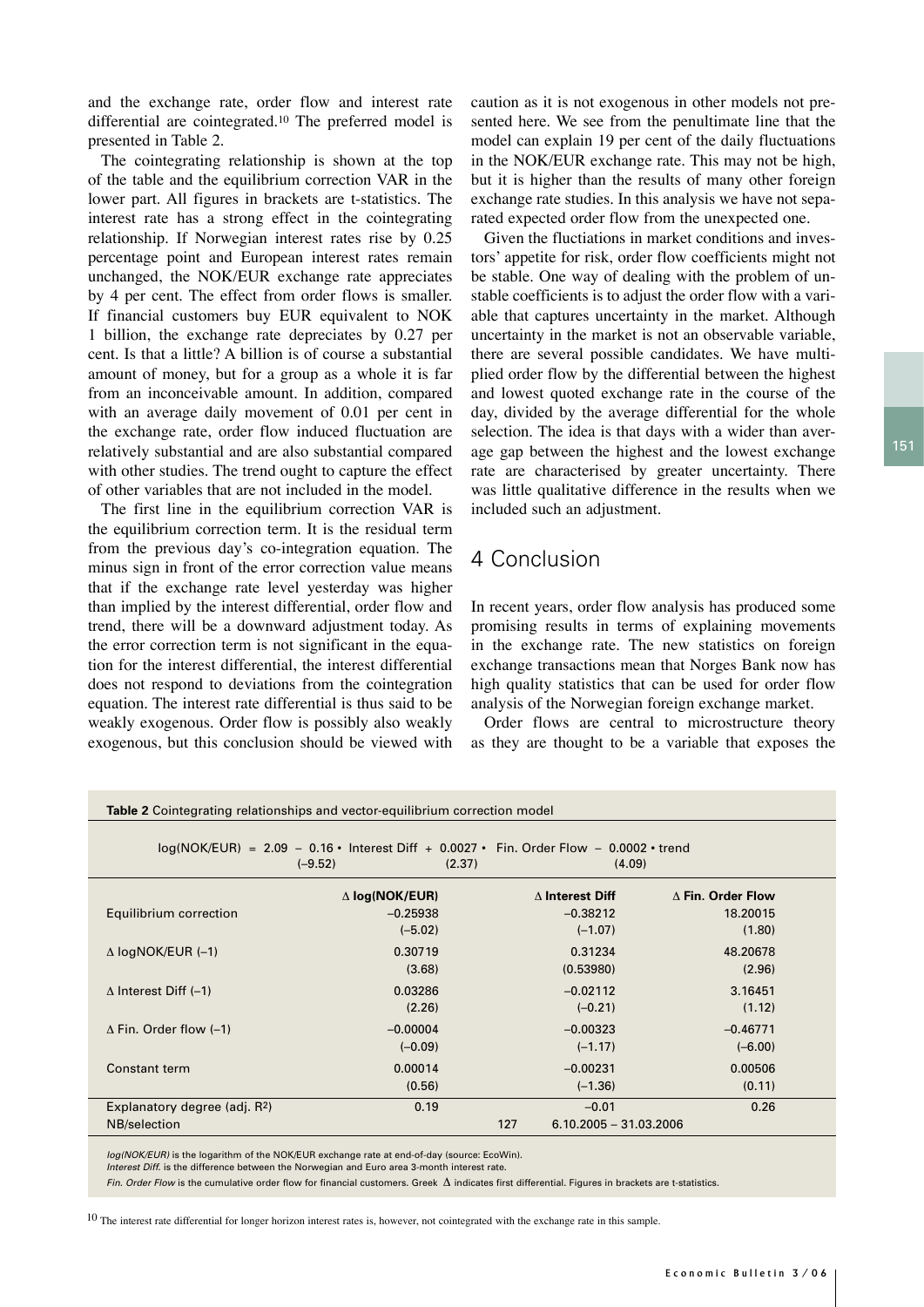and the exchange rate, order flow and interest rate differential are cointegrated.[10] The preferred model is presented in Table 2.

The cointegrating relationship is shown at the top of the table and the equilibrium correction VAR in the lower part. All figures in brackets are t-statistics. The interest rate has a strong effect in the cointegrating relationship. If Norwegian interest rates rise by 0.25 percentage point and European interest rates remain unchanged, the NOK/EUR exchange rate appreciates by 4 per cent. The effect from order flows is smaller. If financial customers buy EUR equivalent to NOK 1 billion, the exchange rate depreciates by 0.27 per cent. Is that a little? A billion is of course a substantial amount of money, but for a group as a whole it is far from an inconceivable amount. In addition, compared with an average daily movement of 0.01 per cent in the exchange rate, order flow induced fluctuation are relatively substantial and are also substantial compared with other studies. The trend ought to capture the effect of other variables that are not included in the model.

The first line in the equilibrium correction VAR is the equilibrium correction term. It is the residual term from the previous day's co-integration equation. The minus sign in front of the error correction value means that if the exchange rate level yesterday was higher than implied by the interest differential, order flow and trend, there will be a downward adjustment today. As the error correction term is not significant in the equation for the interest differential, the interest differential does not respond to deviations from the cointegration equation. The interest rate differential is thus said to be weakly exogenous. Order flow is possibly also weakly exogenous, but this conclusion should be viewed with caution as it is not exogenous in other models not presented here. We see from the penultimate line that the model can explain 19 per cent of the daily fluctuations in the NOK/EUR exchange rate. This may not be high, but it is higher than the results of many other foreign exchange rate studies. In this analysis we have not separated expected order flow from the unexpected one.

Given the fluctuations in market conditions and investors' appetite for risk, order flow coefficients might not be stable. One way of dealing with the problem of unstable coefficients is to adjust the order flow with a variable that captures uncertainty in the market. Although uncertainty in the market is not an observable variable, there are several possible candidates. We have multiplied order flow by the differential between the highest and lowest quoted exchange rate in the course of the day, divided by the average differential for the whole selection. The idea is that days with a wider than average gap between the highest and the lowest exchange rate are characterised by greater uncertainty. There was little qualitative difference in the results when we included such an adjustment.

## 4 Conclusion

In recent years, order flow analysis has produced some promising results in terms of explaining movements in the exchange rate. The new statistics on foreign exchange transactions mean that Norges Bank now has high quality statistics that can be used for order flow analysis of the Norwegian foreign exchange market.

Order flows are central to microstructure theory as they are thought to be a variable that exposes the

**Table 2** Cointegrating relationships and vector-equilibrium correction model

$$\log(\text{NOK/EUR}) = \underset{(-9.52)}{2.09 - 0.16} \cdot \text{Interest Diff} + \underset{(2.37)}{0.0027} \cdot \text{Fin. Order Flow} - \underset{(4.09)}{0.0002} \cdot \text{trend}$$

| | $\Delta$ log(NOK/EUR) | $\Delta$ Interest Diff | $\Delta$ Fin. Order Flow |
|---|---|---|---|
| Equilibrium correction | −0.25938 | −0.38212 | 18.20015 |
| | (−5.02) | (−1.07) | (1.80) |
| $\Delta$ logNOK/EUR (−1) | 0.30719 | 0.31234 | 48.20678 |
| | (3.68) | (0.53980) | (2.96) |
| $\Delta$ Interest Diff (−1) | 0.03286 | −0.02112 | 3.16451 |
| | (2.26) | (−0.21) | (1.12) |
| $\Delta$ Fin. Order flow (−1) | −0.00004 | −0.00323 | −0.46771 |
| | (−0.09) | (−1.17) | (−6.00) |
| Constant term | 0.00014 | −0.00231 | 0.00506 |
| | (0.56) | (−1.36) | (0.11) |
| Explanatory degree (adj. $R^2$) | 0.19 | −0.01 | 0.26 |
| NB/selection | 127 | 6.10.2005 – 31.03.2006 | |

*log(NOK/EUR)* is the logarithm of the NOK/EUR exchange rate at end-of-day (source: EcoWin).
*Interest Diff.* is the difference between the Norwegian and Euro area 3-month interest rate.
*Fin. Order Flow* is the cumulative order flow for financial customers. Greek $\Delta$ indicates first differential. Figures in brackets are t-statistics.

[10] The interest rate differential for longer horizon interest rates is, however, not cointegrated with the exchange rate in this sample.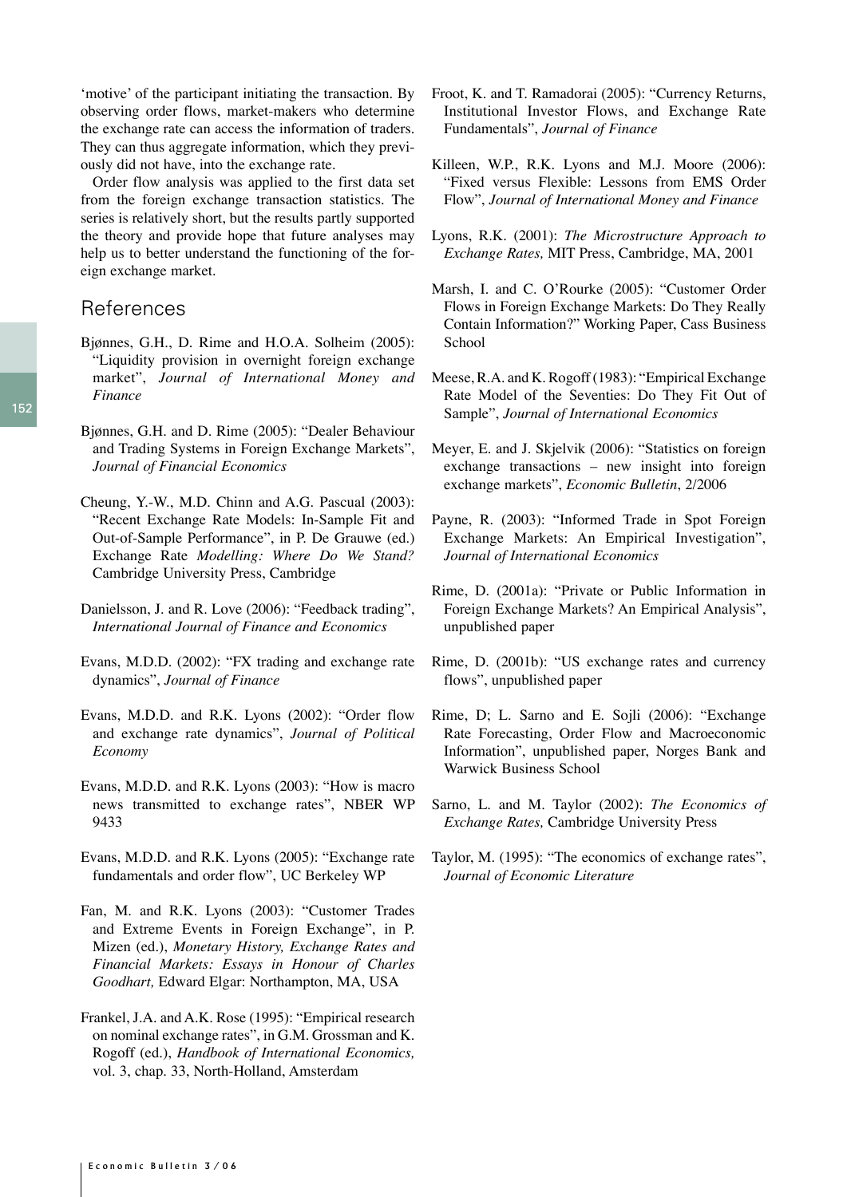'motive' of the participant initiating the transaction. By observing order flows, market-makers who determine the exchange rate can access the information of traders. They can thus aggregate information, which they previously did not have, into the exchange rate.

Order flow analysis was applied to the first data set from the foreign exchange transaction statistics. The series is relatively short, but the results partly supported the theory and provide hope that future analyses may help us to better understand the functioning of the foreign exchange market.

## References

Bjønnes, G.H., D. Rime and H.O.A. Solheim (2005): "Liquidity provision in overnight foreign exchange market", *Journal of International Money and Finance*

Bjønnes, G.H. and D. Rime (2005): "Dealer Behaviour and Trading Systems in Foreign Exchange Markets", *Journal of Financial Economics*

Cheung, Y.-W., M.D. Chinn and A.G. Pascual (2003): "Recent Exchange Rate Models: In-Sample Fit and Out-of-Sample Performance", in P. De Grauwe (ed.) Exchange Rate *Modelling: Where Do We Stand?* Cambridge University Press, Cambridge

Danielsson, J. and R. Love (2006): "Feedback trading", *International Journal of Finance and Economics*

Evans, M.D.D. (2002): "FX trading and exchange rate dynamics", *Journal of Finance*

Evans, M.D.D. and R.K. Lyons (2002): "Order flow and exchange rate dynamics", *Journal of Political Economy*

Evans, M.D.D. and R.K. Lyons (2003): "How is macro news transmitted to exchange rates", NBER WP 9433

Evans, M.D.D. and R.K. Lyons (2005): "Exchange rate fundamentals and order flow", UC Berkeley WP

Fan, M. and R.K. Lyons (2003): "Customer Trades and Extreme Events in Foreign Exchange", in P. Mizen (ed.), *Monetary History, Exchange Rates and Financial Markets: Essays in Honour of Charles Goodhart,* Edward Elgar: Northampton, MA, USA

Frankel, J.A. and A.K. Rose (1995): "Empirical research on nominal exchange rates", in G.M. Grossman and K. Rogoff (ed.), *Handbook of International Economics,* vol. 3, chap. 33, North-Holland, Amsterdam

Froot, K. and T. Ramadorai (2005): "Currency Returns, Institutional Investor Flows, and Exchange Rate Fundamentals", *Journal of Finance*

Killeen, W.P., R.K. Lyons and M.J. Moore (2006): "Fixed versus Flexible: Lessons from EMS Order Flow", *Journal of International Money and Finance*

Lyons, R.K. (2001): *The Microstructure Approach to Exchange Rates,* MIT Press, Cambridge, MA, 2001

Marsh, I. and C. O'Rourke (2005): "Customer Order Flows in Foreign Exchange Markets: Do They Really Contain Information?" Working Paper, Cass Business School

Meese, R.A. and K. Rogoff (1983): "Empirical Exchange Rate Model of the Seventies: Do They Fit Out of Sample", *Journal of International Economics*

Meyer, E. and J. Skjelvik (2006): "Statistics on foreign exchange transactions – new insight into foreign exchange markets", *Economic Bulletin*, 2/2006

Payne, R. (2003): "Informed Trade in Spot Foreign Exchange Markets: An Empirical Investigation", *Journal of International Economics*

Rime, D. (2001a): "Private or Public Information in Foreign Exchange Markets? An Empirical Analysis", unpublished paper

Rime, D. (2001b): "US exchange rates and currency flows", unpublished paper

Rime, D; L. Sarno and E. Sojli (2006): "Exchange Rate Forecasting, Order Flow and Macroeconomic Information", unpublished paper, Norges Bank and Warwick Business School

Sarno, L. and M. Taylor (2002): *The Economics of Exchange Rates,* Cambridge University Press

Taylor, M. (1995): "The economics of exchange rates", *Journal of Economic Literature*